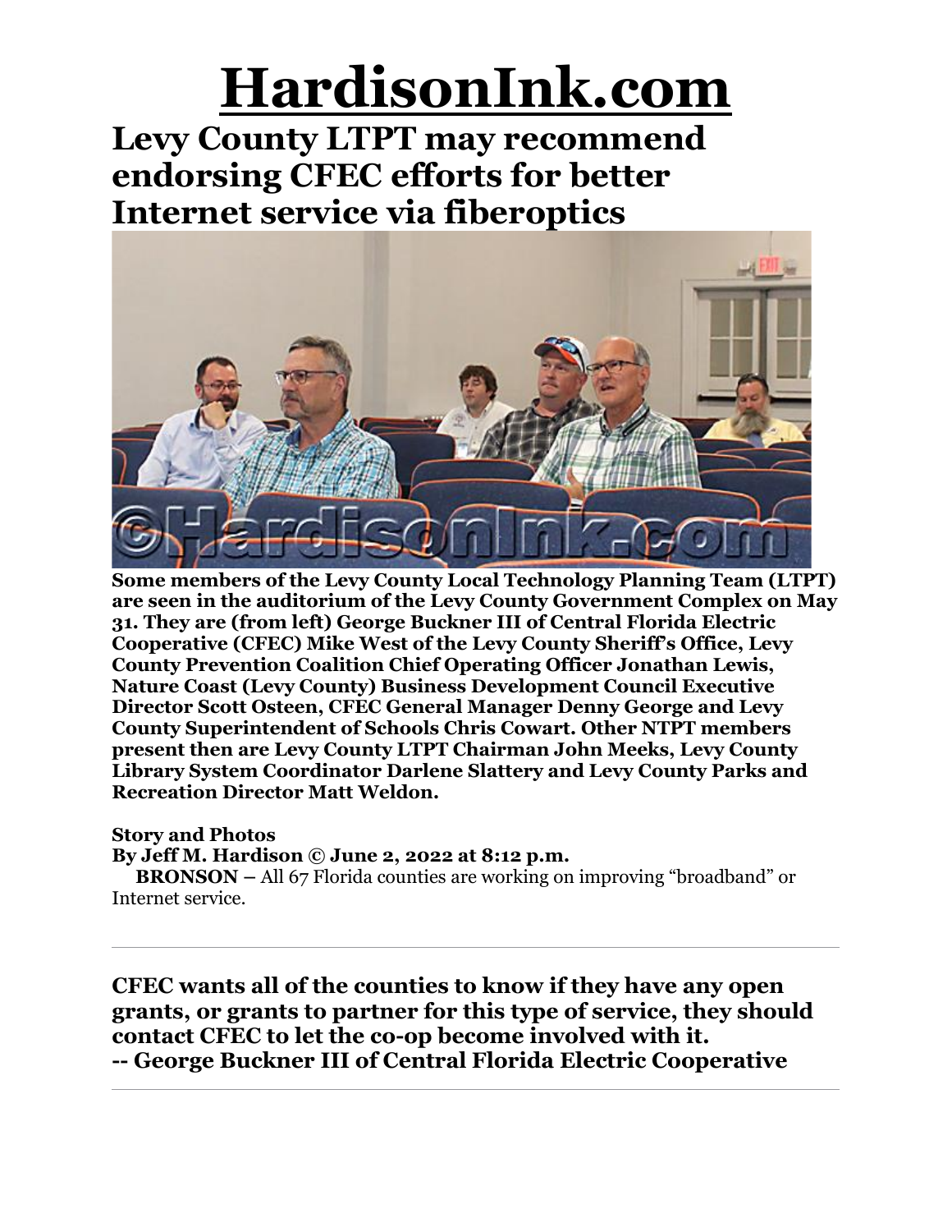# HardisonInk.com

## Levy County LTPT may recommend endorsing CFEC efforts for better Internet service via fiberoptics

**Some members of the Levy County Local Technology Planning Team (LTPT) are seen in the auditorium of the Levy County Government Complex on May 31. They are (from left) George Buckner III of Central Florida Electric Cooperative (CFEC) Mike West of the Levy County Sheriff's Office, Levy County Prevention Coalition Chief Operating Officer Jonathan Lewis, Nature Coast (Levy County) Business Development Council Executive Director Scott Osteen, CFEC General Manager Denny George and Levy County Superintendent of Schools Chris Cowart. Other NTPT members present then are Levy County LTPT Chairman John Meeks, Levy County Library System Coordinator Darlene Slattery and Levy County Parks and Recreation Director Matt Weldon.**

**Story and Photos**
**By Jeff M. Hardison © June 2, 2022 at 8:12 p.m.**

**BRONSON –** All 67 Florida counties are working on improving "broadband" or Internet service.

---

**CFEC wants all of the counties to know if they have any open grants, or grants to partner for this type of service, they should contact CFEC to let the co-op become involved with it.**
**-- George Buckner III of Central Florida Electric Cooperative**

---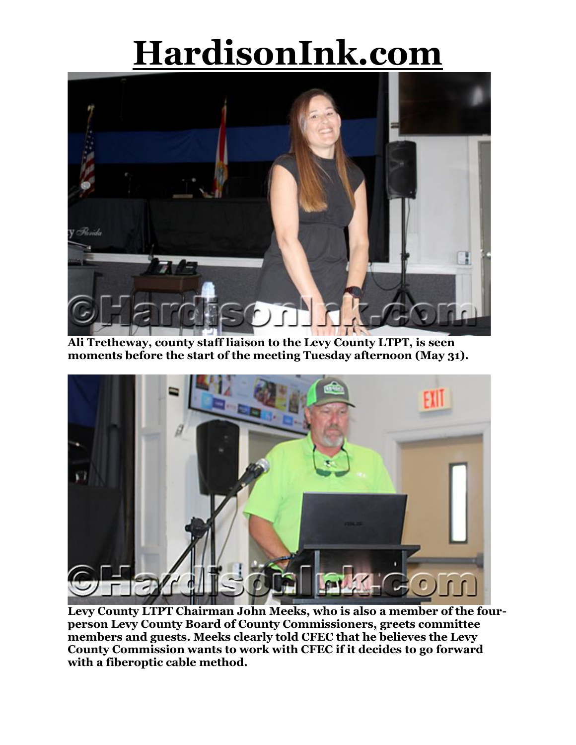# HardisonInk.com

Ali Tretheway, county staff liaison to the Levy County LTPT, is seen moments before the start of the meeting Tuesday afternoon (May 31).

Levy County LTPT Chairman John Meeks, who is also a member of the four-person Levy County Board of County Commissioners, greets committee members and guests. Meeks clearly told CFEC that he believes the Levy County Commission wants to work with CFEC if it decides to go forward with a fiberoptic cable method.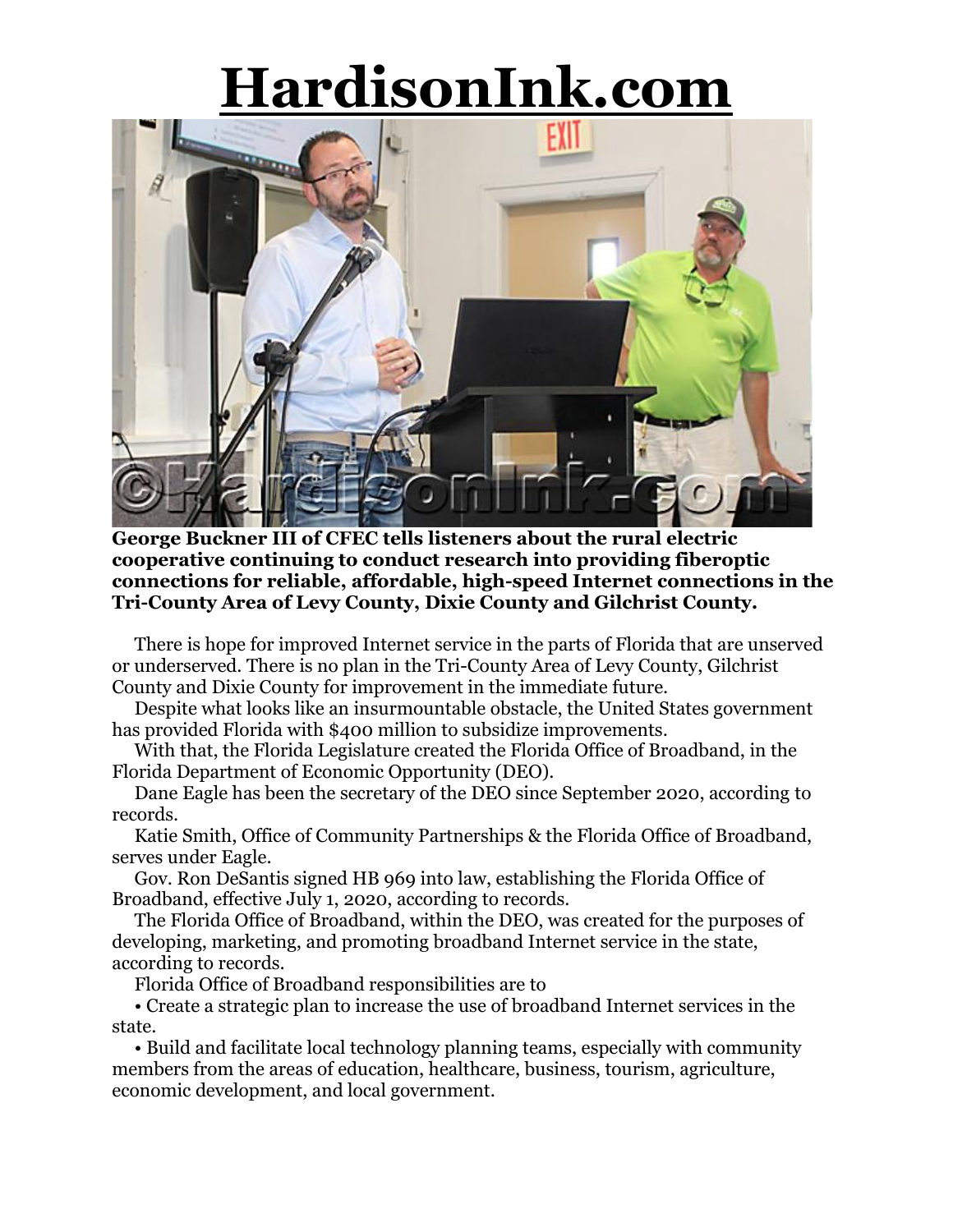# HardisonInk.com

**George Buckner III of CFEC tells listeners about the rural electric cooperative continuing to conduct research into providing fiberoptic connections for reliable, affordable, high-speed Internet connections in the Tri-County Area of Levy County, Dixie County and Gilchrist County.**

There is hope for improved Internet service in the parts of Florida that are unserved or underserved. There is no plan in the Tri-County Area of Levy County, Gilchrist County and Dixie County for improvement in the immediate future.

Despite what looks like an insurmountable obstacle, the United States government has provided Florida with $400 million to subsidize improvements.

With that, the Florida Legislature created the Florida Office of Broadband, in the Florida Department of Economic Opportunity (DEO).

Dane Eagle has been the secretary of the DEO since September 2020, according to records.

Katie Smith, Office of Community Partnerships & the Florida Office of Broadband, serves under Eagle.

Gov. Ron DeSantis signed HB 969 into law, establishing the Florida Office of Broadband, effective July 1, 2020, according to records.

The Florida Office of Broadband, within the DEO, was created for the purposes of developing, marketing, and promoting broadband Internet service in the state, according to records.

Florida Office of Broadband responsibilities are to

- Create a strategic plan to increase the use of broadband Internet services in the state.
- Build and facilitate local technology planning teams, especially with community members from the areas of education, healthcare, business, tourism, agriculture, economic development, and local government.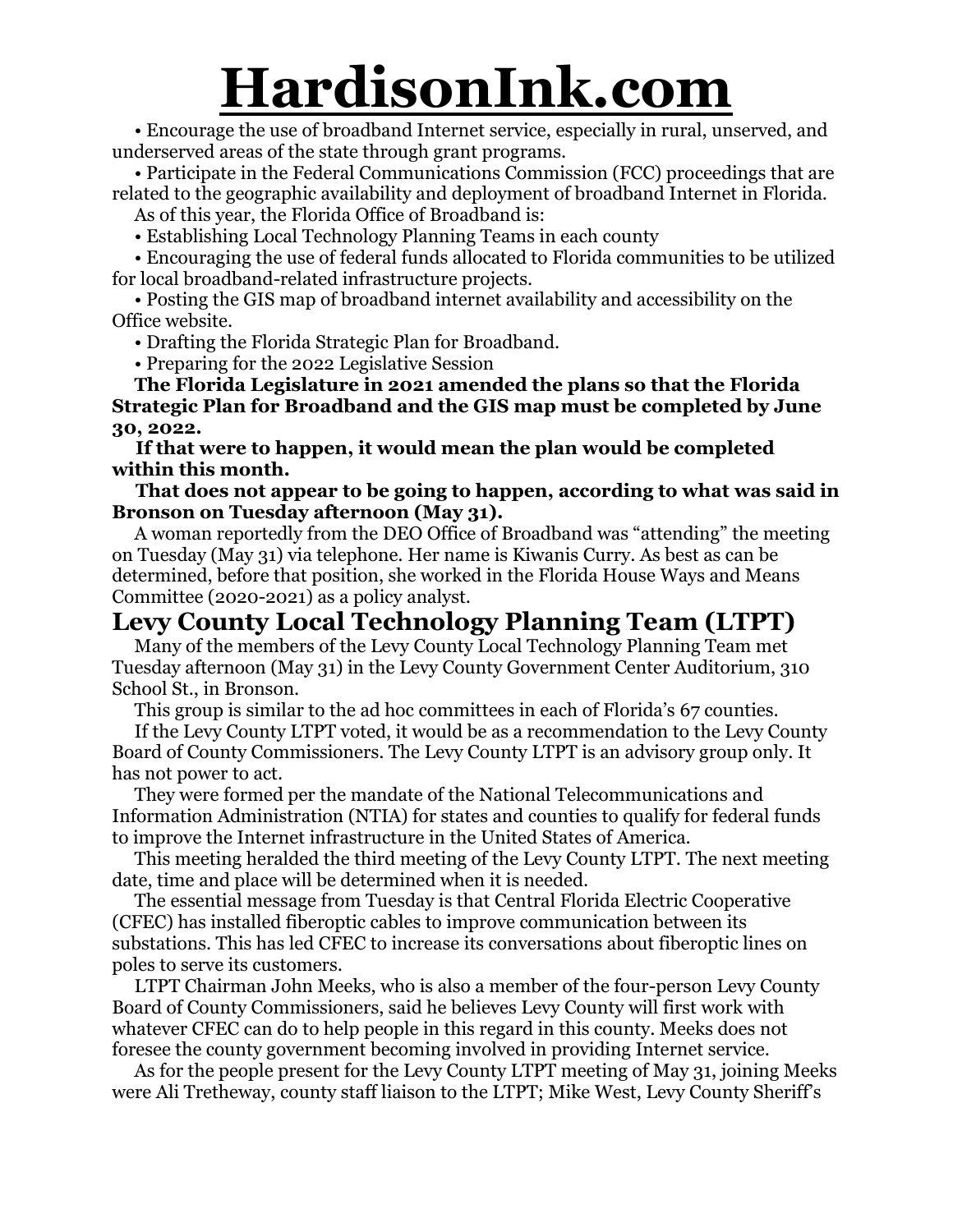• Encourage the use of broadband Internet service, especially in rural, unserved, and underserved areas of the state through grant programs.

• Participate in the Federal Communications Commission (FCC) proceedings that are related to the geographic availability and deployment of broadband Internet in Florida.

As of this year, the Florida Office of Broadband is:

• Establishing Local Technology Planning Teams in each county

• Encouraging the use of federal funds allocated to Florida communities to be utilized for local broadband-related infrastructure projects.

• Posting the GIS map of broadband internet availability and accessibility on the Office website.

• Drafting the Florida Strategic Plan for Broadband.

• Preparing for the 2022 Legislative Session

**The Florida Legislature in 2021 amended the plans so that the Florida Strategic Plan for Broadband and the GIS map must be completed by June 30, 2022.**

**If that were to happen, it would mean the plan would be completed within this month.**

**That does not appear to be going to happen, according to what was said in Bronson on Tuesday afternoon (May 31).**

A woman reportedly from the DEO Office of Broadband was "attending" the meeting on Tuesday (May 31) via telephone. Her name is Kiwanis Curry. As best as can be determined, before that position, she worked in the Florida House Ways and Means Committee (2020-2021) as a policy analyst.

## Levy County Local Technology Planning Team (LTPT)

Many of the members of the Levy County Local Technology Planning Team met Tuesday afternoon (May 31) in the Levy County Government Center Auditorium, 310 School St., in Bronson.

This group is similar to the ad hoc committees in each of Florida's 67 counties.

If the Levy County LTPT voted, it would be as a recommendation to the Levy County Board of County Commissioners. The Levy County LTPT is an advisory group only. It has not power to act.

They were formed per the mandate of the National Telecommunications and Information Administration (NTIA) for states and counties to qualify for federal funds to improve the Internet infrastructure in the United States of America.

This meeting heralded the third meeting of the Levy County LTPT. The next meeting date, time and place will be determined when it is needed.

The essential message from Tuesday is that Central Florida Electric Cooperative (CFEC) has installed fiberoptic cables to improve communication between its substations. This has led CFEC to increase its conversations about fiberoptic lines on poles to serve its customers.

LTPT Chairman John Meeks, who is also a member of the four-person Levy County Board of County Commissioners, said he believes Levy County will first work with whatever CFEC can do to help people in this regard in this county. Meeks does not foresee the county government becoming involved in providing Internet service.

As for the people present for the Levy County LTPT meeting of May 31, joining Meeks were Ali Tretheway, county staff liaison to the LTPT; Mike West, Levy County Sheriff's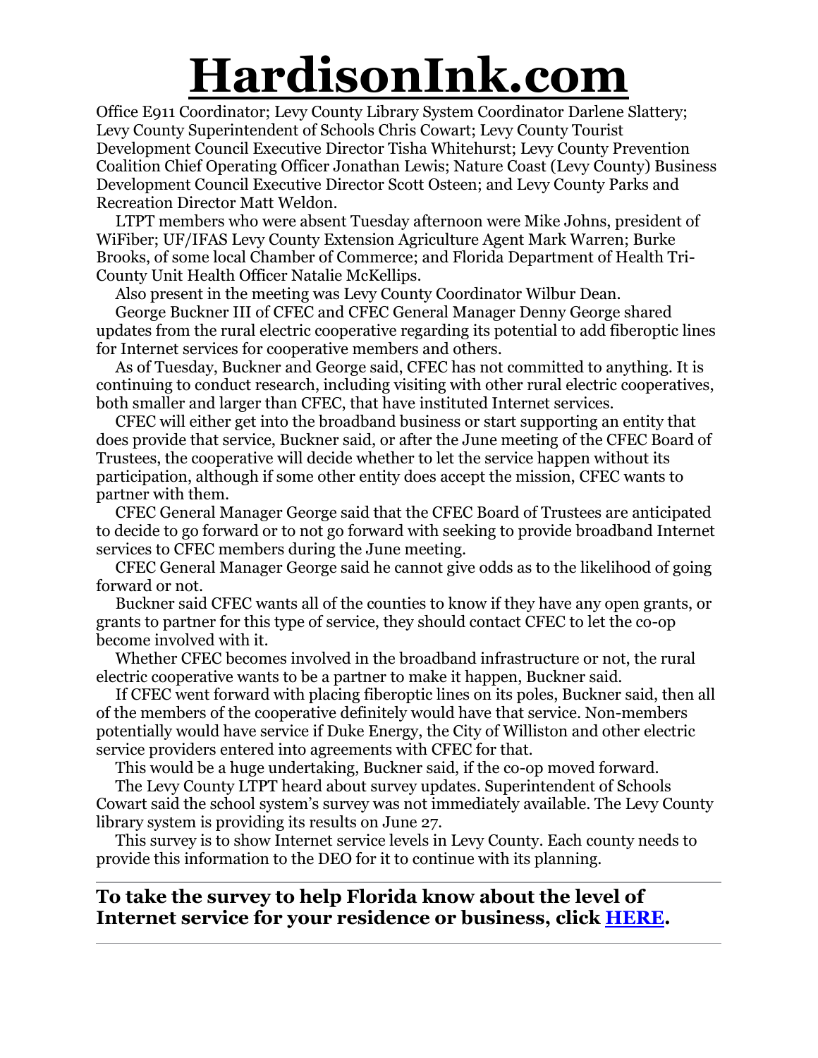Office E911 Coordinator; Levy County Library System Coordinator Darlene Slattery; Levy County Superintendent of Schools Chris Cowart; Levy County Tourist Development Council Executive Director Tisha Whitehurst; Levy County Prevention Coalition Chief Operating Officer Jonathan Lewis; Nature Coast (Levy County) Business Development Council Executive Director Scott Osteen; and Levy County Parks and Recreation Director Matt Weldon.

LTPT members who were absent Tuesday afternoon were Mike Johns, president of WiFiber; UF/IFAS Levy County Extension Agriculture Agent Mark Warren; Burke Brooks, of some local Chamber of Commerce; and Florida Department of Health Tri-County Unit Health Officer Natalie McKellips.

Also present in the meeting was Levy County Coordinator Wilbur Dean.

George Buckner III of CFEC and CFEC General Manager Denny George shared updates from the rural electric cooperative regarding its potential to add fiberoptic lines for Internet services for cooperative members and others.

As of Tuesday, Buckner and George said, CFEC has not committed to anything. It is continuing to conduct research, including visiting with other rural electric cooperatives, both smaller and larger than CFEC, that have instituted Internet services.

CFEC will either get into the broadband business or start supporting an entity that does provide that service, Buckner said, or after the June meeting of the CFEC Board of Trustees, the cooperative will decide whether to let the service happen without its participation, although if some other entity does accept the mission, CFEC wants to partner with them.

CFEC General Manager George said that the CFEC Board of Trustees are anticipated to decide to go forward or to not go forward with seeking to provide broadband Internet services to CFEC members during the June meeting.

CFEC General Manager George said he cannot give odds as to the likelihood of going forward or not.

Buckner said CFEC wants all of the counties to know if they have any open grants, or grants to partner for this type of service, they should contact CFEC to let the co-op become involved with it.

Whether CFEC becomes involved in the broadband infrastructure or not, the rural electric cooperative wants to be a partner to make it happen, Buckner said.

If CFEC went forward with placing fiberoptic lines on its poles, Buckner said, then all of the members of the cooperative definitely would have that service. Non-members potentially would have service if Duke Energy, the City of Williston and other electric service providers entered into agreements with CFEC for that.

This would be a huge undertaking, Buckner said, if the co-op moved forward.

The Levy County LTPT heard about survey updates. Superintendent of Schools Cowart said the school system's survey was not immediately available. The Levy County library system is providing its results on June 27.

This survey is to show Internet service levels in Levy County. Each county needs to provide this information to the DEO for it to continue with its planning.

---

**To take the survey to help Florida know about the level of Internet service for your residence or business, click HERE.**

---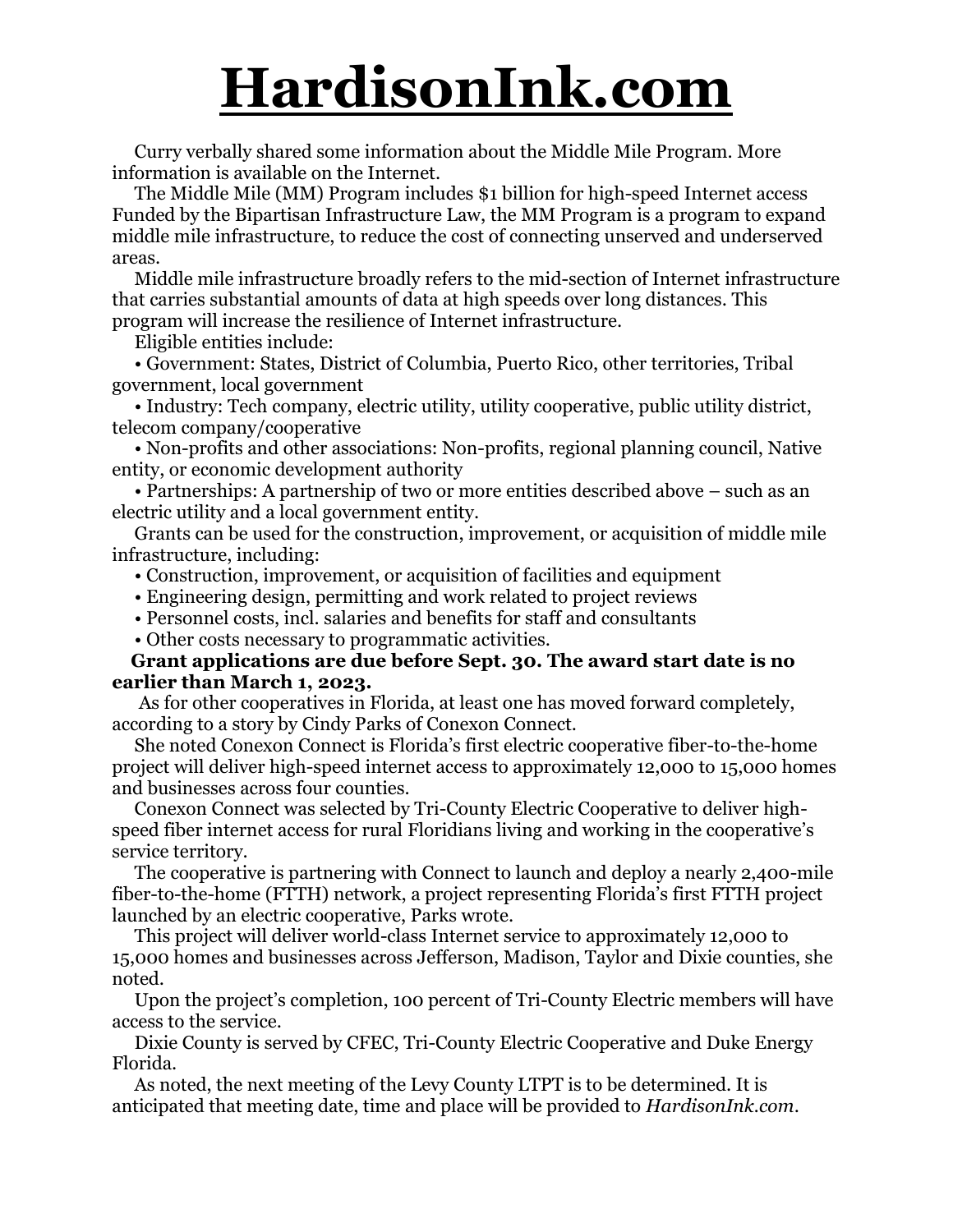Curry verbally shared some information about the Middle Mile Program. More information is available on the Internet.

The Middle Mile (MM) Program includes $1 billion for high-speed Internet access Funded by the Bipartisan Infrastructure Law, the MM Program is a program to expand middle mile infrastructure, to reduce the cost of connecting unserved and underserved areas.

Middle mile infrastructure broadly refers to the mid-section of Internet infrastructure that carries substantial amounts of data at high speeds over long distances. This program will increase the resilience of Internet infrastructure.

Eligible entities include:

- Government: States, District of Columbia, Puerto Rico, other territories, Tribal government, local government
- Industry: Tech company, electric utility, utility cooperative, public utility district, telecom company/cooperative
- Non-profits and other associations: Non-profits, regional planning council, Native entity, or economic development authority
- Partnerships: A partnership of two or more entities described above – such as an electric utility and a local government entity.

Grants can be used for the construction, improvement, or acquisition of middle mile infrastructure, including:

- Construction, improvement, or acquisition of facilities and equipment
- Engineering design, permitting and work related to project reviews
- Personnel costs, incl. salaries and benefits for staff and consultants
- Other costs necessary to programmatic activities.

**Grant applications are due before Sept. 30. The award start date is no earlier than March 1, 2023.**

As for other cooperatives in Florida, at least one has moved forward completely, according to a story by Cindy Parks of Conexon Connect.

She noted Conexon Connect is Florida's first electric cooperative fiber-to-the-home project will deliver high-speed internet access to approximately 12,000 to 15,000 homes and businesses across four counties.

Conexon Connect was selected by Tri-County Electric Cooperative to deliver high-speed fiber internet access for rural Floridians living and working in the cooperative's service territory.

The cooperative is partnering with Connect to launch and deploy a nearly 2,400-mile fiber-to-the-home (FTTH) network, a project representing Florida's first FTTH project launched by an electric cooperative, Parks wrote.

This project will deliver world-class Internet service to approximately 12,000 to 15,000 homes and businesses across Jefferson, Madison, Taylor and Dixie counties, she noted.

Upon the project's completion, 100 percent of Tri-County Electric members will have access to the service.

Dixie County is served by CFEC, Tri-County Electric Cooperative and Duke Energy Florida.

As noted, the next meeting of the Levy County LTPT is to be determined. It is anticipated that meeting date, time and place will be provided to *HardisonInk.com*.